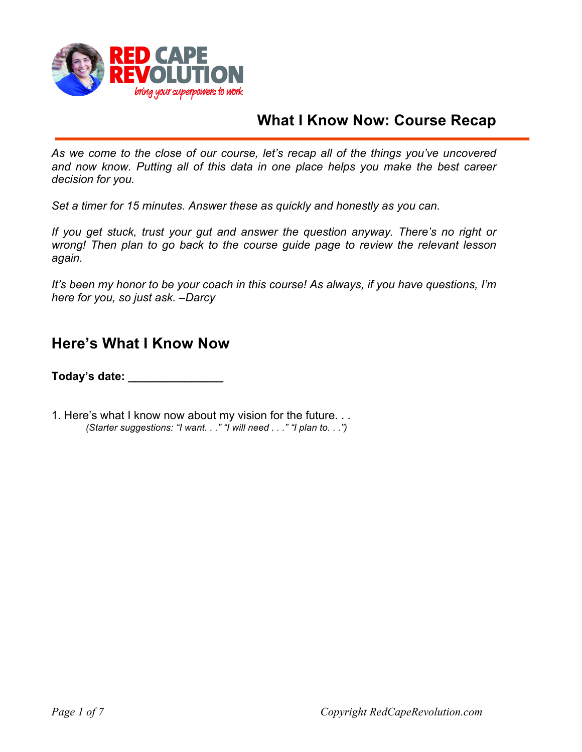RED CAPE REVOLUTION

*bring your superpowers to work*

# What I Know Now: Course Recap

*As we come to the close of our course, let's recap all of the things you've uncovered and now know. Putting all of this data in one place helps you make the best career decision for you.*

*Set a timer for 15 minutes. Answer these as quickly and honestly as you can.*

*If you get stuck, trust your gut and answer the question anyway. There's no right or wrong! Then plan to go back to the course guide page to review the relevant lesson again.*

*It's been my honor to be your coach in this course! As always, if you have questions, I'm here for you, so just ask. –Darcy*

## Here's What I Know Now

**Today's date: _______________**

1. Here's what I know now about my vision for the future. . .
   *(Starter suggestions: "I want. . ." "I will need . . ." "I plan to. . .")*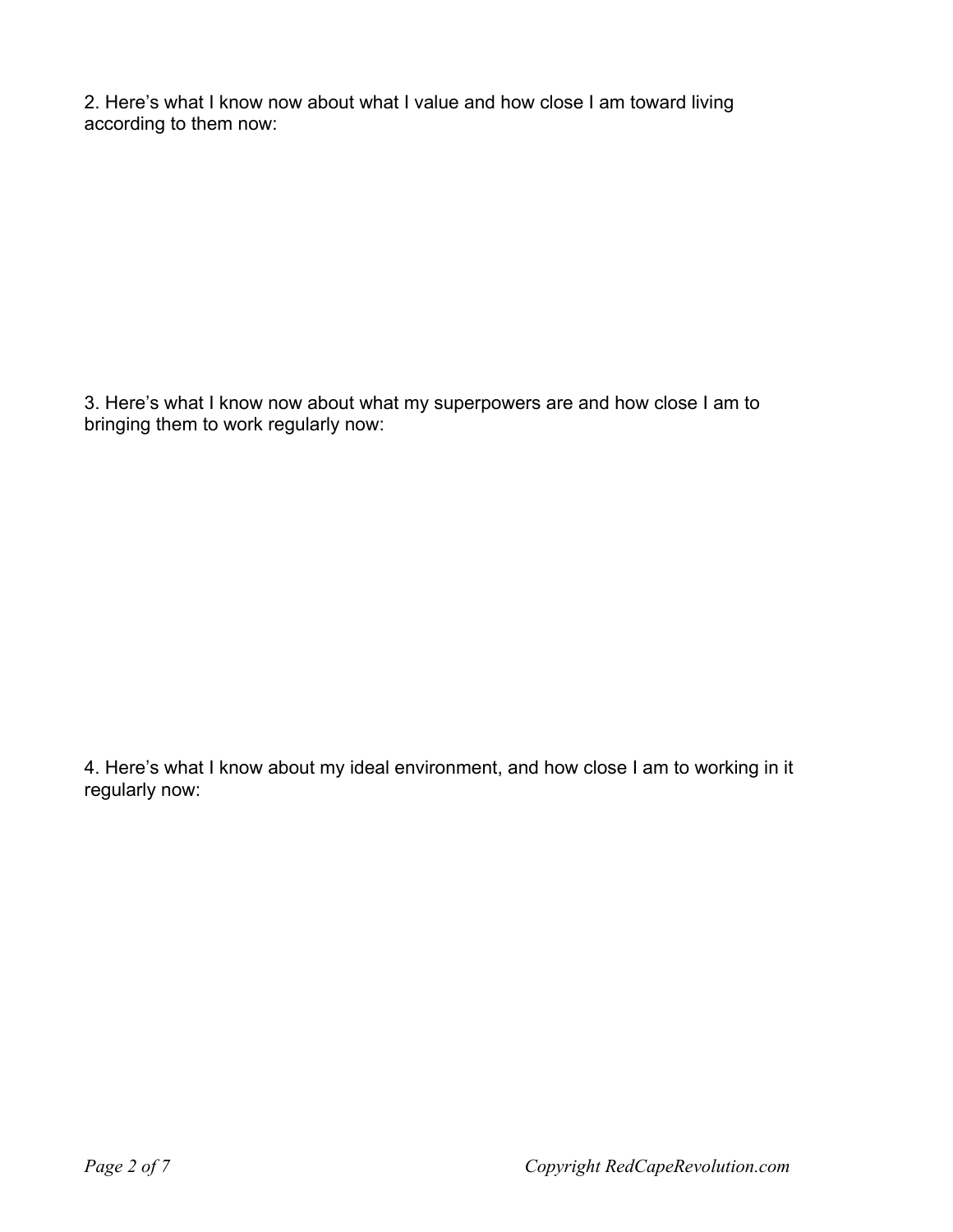2. Here's what I know now about what I value and how close I am toward living according to them now:

3. Here's what I know now about what my superpowers are and how close I am to bringing them to work regularly now:

4. Here's what I know about my ideal environment, and how close I am to working in it regularly now: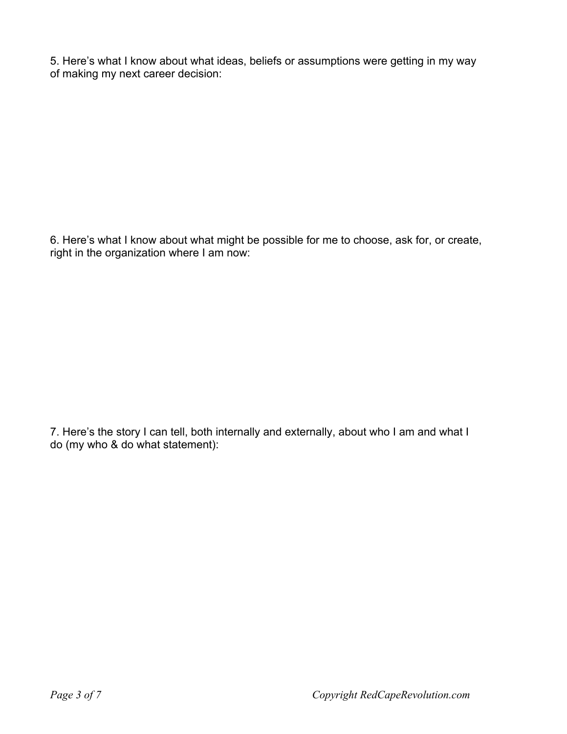5. Here’s what I know about what ideas, beliefs or assumptions were getting in my way of making my next career decision:

6. Here’s what I know about what might be possible for me to choose, ask for, or create, right in the organization where I am now:

7. Here’s the story I can tell, both internally and externally, about who I am and what I do (my who & do what statement):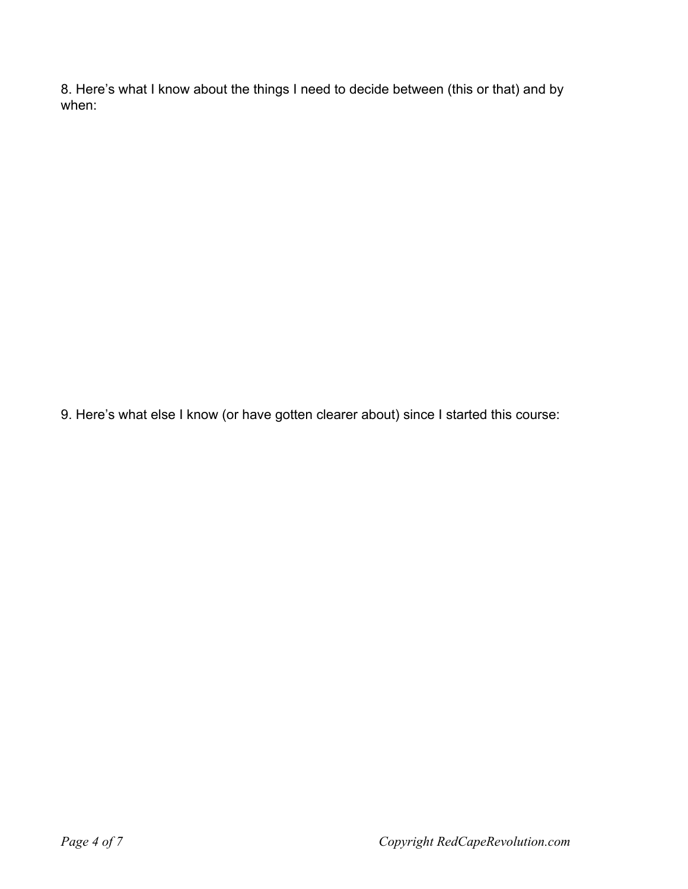8. Here's what I know about the things I need to decide between (this or that) and by when:

9. Here's what else I know (or have gotten clearer about) since I started this course: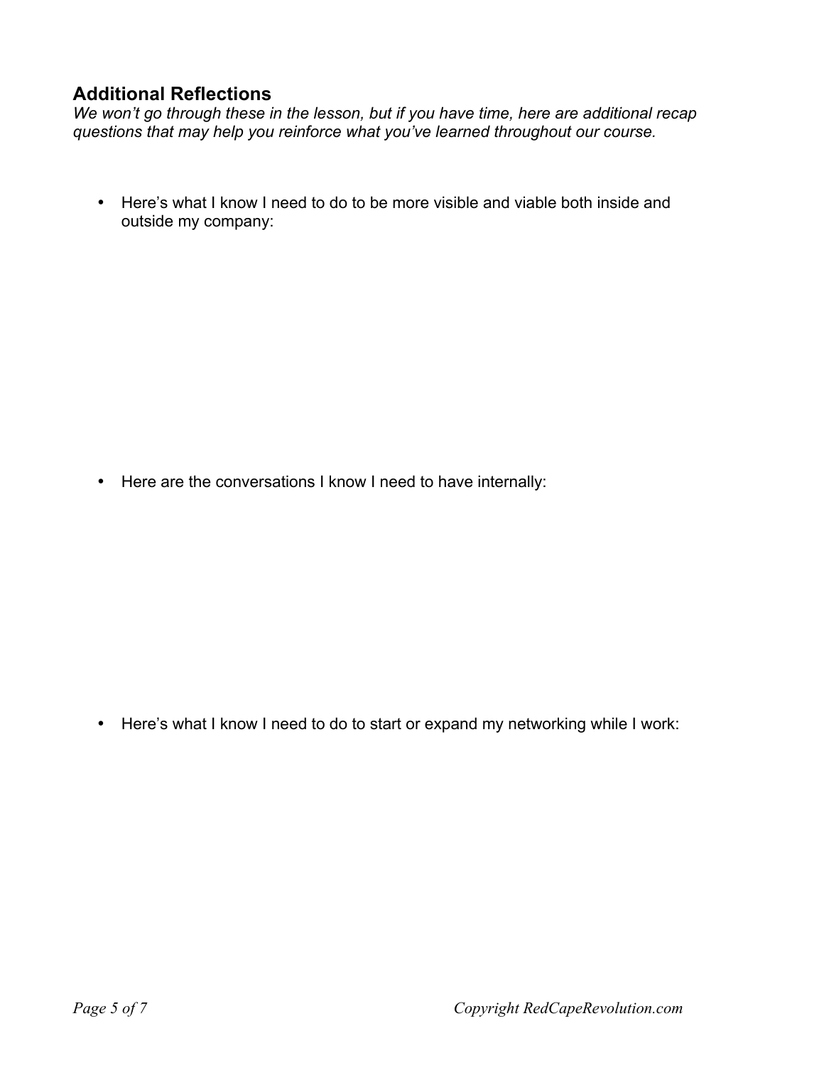## Additional Reflections

*We won't go through these in the lesson, but if you have time, here are additional recap questions that may help you reinforce what you've learned throughout our course.*

- Here's what I know I need to do to be more visible and viable both inside and outside my company:

- Here are the conversations I know I need to have internally:

- Here's what I know I need to do to start or expand my networking while I work: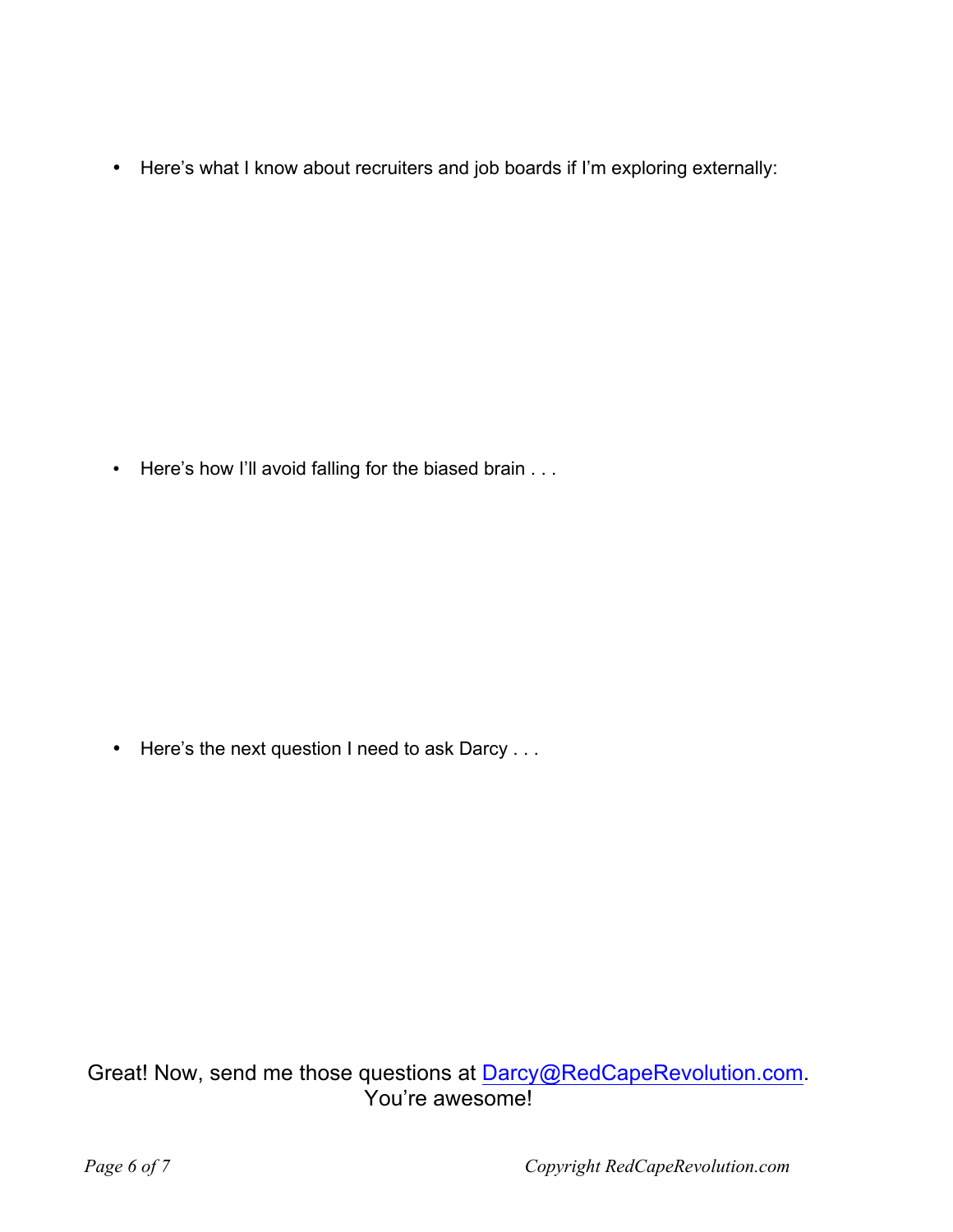- Here's what I know about recruiters and job boards if I'm exploring externally:

- Here's how I'll avoid falling for the biased brain . . .

- Here's the next question I need to ask Darcy . . .

Great! Now, send me those questions at Darcy@RedCapeRevolution.com.
You're awesome!